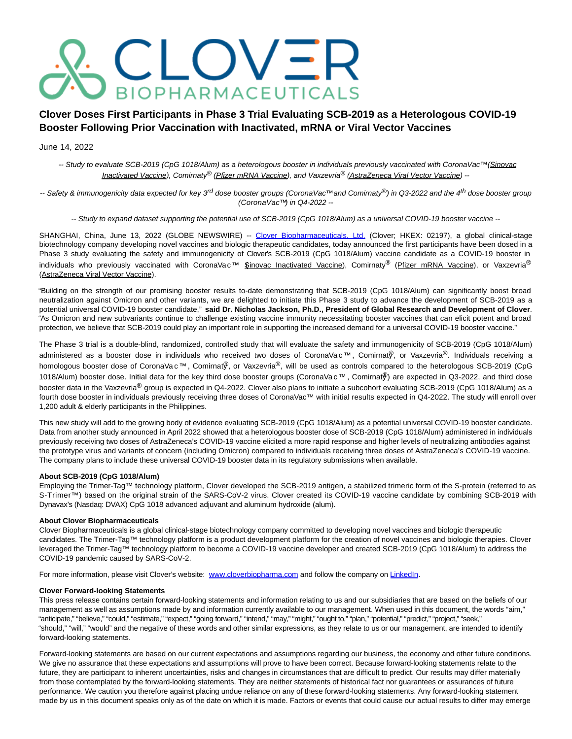# Clover Doses First Participants in Phase 3 Trial Evaluating SCB-2019 as a Heterologous COVID-19 Booster Following Prior Vaccination with Inactivated, mRNA or Viral Vector Vaccines

June 14, 2022

*-- Study to evaluate SCB-2019 (CpG 1018/Alum) as a heterologous booster in individuals previously vaccinated with CoronaVac™(Sinovac Inactivated Vaccine), Comirnaty® (Pfizer mRNA Vaccine), and Vaxzevria® (AstraZeneca Viral Vector Vaccine) --*

*-- Safety & immunogenicity data expected for key 3rd dose booster groups (CoronaVac™and Comirnaty®) in Q3-2022 and the 4th dose booster group (CoronaVac™) in Q4-2022 --*

*-- Study to expand dataset supporting the potential use of SCB-2019 (CpG 1018/Alum) as a universal COVID-19 booster vaccine --*

SHANGHAI, China, June 13, 2022 (GLOBE NEWSWIRE) -- Clover Biopharmaceuticals, Ltd. (Clover; HKEX: 02197), a global clinical-stage biotechnology company developing novel vaccines and biologic therapeutic candidates, today announced the first participants have been dosed in a Phase 3 study evaluating the safety and immunogenicity of Clover's SCB-2019 (CpG 1018/Alum) vaccine candidate as a COVID-19 booster in individuals who previously vaccinated with CoronaVac™ (Sinovac Inactivated Vaccine), Comirnaty® (Pfizer mRNA Vaccine), or Vaxzevria® (AstraZeneca Viral Vector Vaccine).

"Building on the strength of our promising booster results to-date demonstrating that SCB-2019 (CpG 1018/Alum) can significantly boost broad neutralization against Omicron and other variants, we are delighted to initiate this Phase 3 study to advance the development of SCB-2019 as a potential universal COVID-19 booster candidate," **said Dr. Nicholas Jackson, Ph.D., President of Global Research and Development of Clover**. "As Omicron and new subvariants continue to challenge existing vaccine immunity necessitating booster vaccines that can elicit potent and broad protection, we believe that SCB-2019 could play an important role in supporting the increased demand for a universal COVID-19 booster vaccine."

The Phase 3 trial is a double-blind, randomized, controlled study that will evaluate the safety and immunogenicity of SCB-2019 (CpG 1018/Alum) administered as a booster dose in individuals who received two doses of CoronaVac™, Comirnaty®, or Vaxzevria®. Individuals receiving a homologous booster dose of CoronaVac™, Comirnaty®, or Vaxzevria®, will be used as controls compared to the heterologous SCB-2019 (CpG 1018/Alum) booster dose. Initial data for the key third dose booster groups (CoronaVac™, Comirnaty®) are expected in Q3-2022, and third dose booster data in the Vaxzevria® group is expected in Q4-2022. Clover also plans to initiate a subcohort evaluating SCB-2019 (CpG 1018/Alum) as a fourth dose booster in individuals previously receiving three doses of CoronaVac™ with initial results expected in Q4-2022. The study will enroll over 1,200 adult & elderly participants in the Philippines.

This new study will add to the growing body of evidence evaluating SCB-2019 (CpG 1018/Alum) as a potential universal COVID-19 booster candidate. Data from another study announced in April 2022 showed that a heterologous booster dose of SCB-2019 (CpG 1018/Alum) administered in individuals previously receiving two doses of AstraZeneca's COVID-19 vaccine elicited a more rapid response and higher levels of neutralizing antibodies against the prototype virus and variants of concern (including Omicron) compared to individuals receiving three doses of AstraZeneca's COVID-19 vaccine. The company plans to include these universal COVID-19 booster data in its regulatory submissions when available.

**About SCB-2019 (CpG 1018/Alum)**

Employing the Trimer-Tag™ technology platform, Clover developed the SCB-2019 antigen, a stabilized trimeric form of the S-protein (referred to as S-Trimer™) based on the original strain of the SARS-CoV-2 virus. Clover created its COVID-19 vaccine candidate by combining SCB-2019 with Dynavax's (Nasdaq: DVAX) CpG 1018 advanced adjuvant and aluminum hydroxide (alum).

**About Clover Biopharmaceuticals**

Clover Biopharmaceuticals is a global clinical-stage biotechnology company committed to developing novel vaccines and biologic therapeutic candidates. The Trimer-Tag™ technology platform is a product development platform for the creation of novel vaccines and biologic therapies. Clover leveraged the Trimer-Tag™ technology platform to become a COVID-19 vaccine developer and created SCB-2019 (CpG 1018/Alum) to address the COVID-19 pandemic caused by SARS-CoV-2.

For more information, please visit Clover's website: www.cloverbiopharma.com and follow the company on LinkedIn.

**Clover Forward-looking Statements**

This press release contains certain forward-looking statements and information relating to us and our subsidiaries that are based on the beliefs of our management as well as assumptions made by and information currently available to our management. When used in this document, the words "aim," "anticipate," "believe," "could," "estimate," "expect," "going forward," "intend," "may," "might," "ought to," "plan," "potential," "predict," "project," "seek," "should," "will," "would" and the negative of these words and other similar expressions, as they relate to us or our management, are intended to identify forward-looking statements.

Forward-looking statements are based on our current expectations and assumptions regarding our business, the economy and other future conditions. We give no assurance that these expectations and assumptions will prove to have been correct. Because forward-looking statements relate to the future, they are participant to inherent uncertainties, risks and changes in circumstances that are difficult to predict. Our results may differ materially from those contemplated by the forward-looking statements. They are neither statements of historical fact nor guarantees or assurances of future performance. We caution you therefore against placing undue reliance on any of these forward-looking statements. Any forward-looking statement made by us in this document speaks only as of the date on which it is made. Factors or events that could cause our actual results to differ may emerge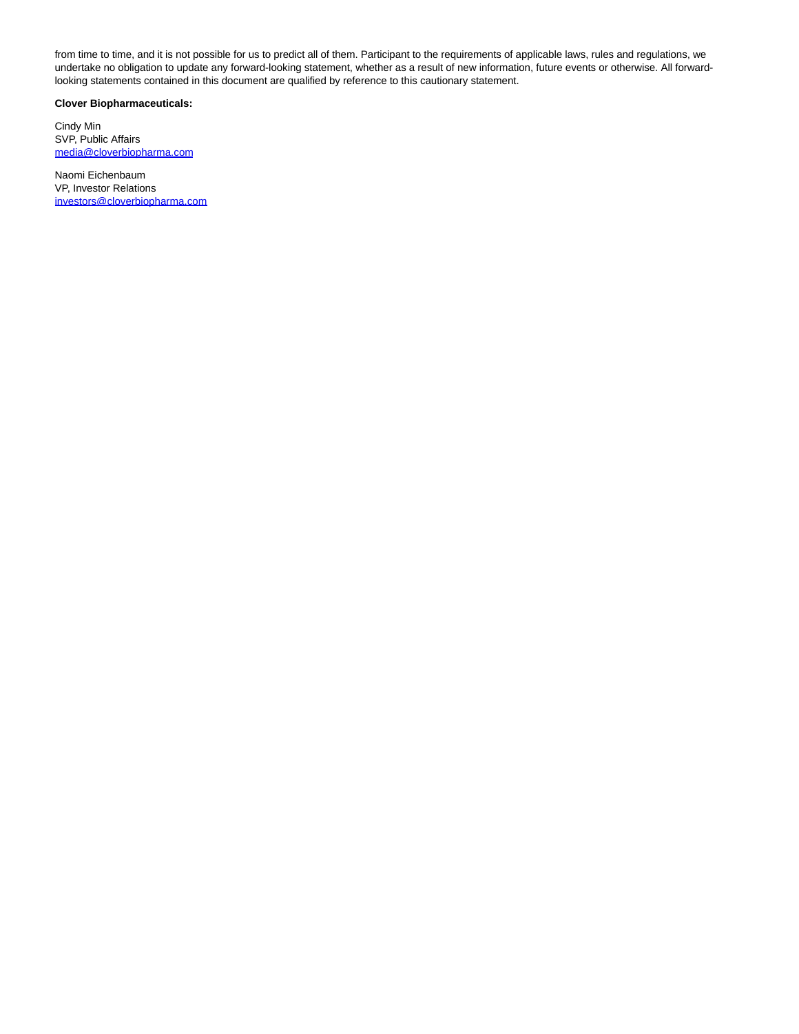from time to time, and it is not possible for us to predict all of them. Participant to the requirements of applicable laws, rules and regulations, we undertake no obligation to update any forward-looking statement, whether as a result of new information, future events or otherwise. All forward-looking statements contained in this document are qualified by reference to this cautionary statement.

**Clover Biopharmaceuticals:**

Cindy Min
SVP, Public Affairs
media@cloverbiopharma.com

Naomi Eichenbaum
VP, Investor Relations
investors@cloverbiopharma.com